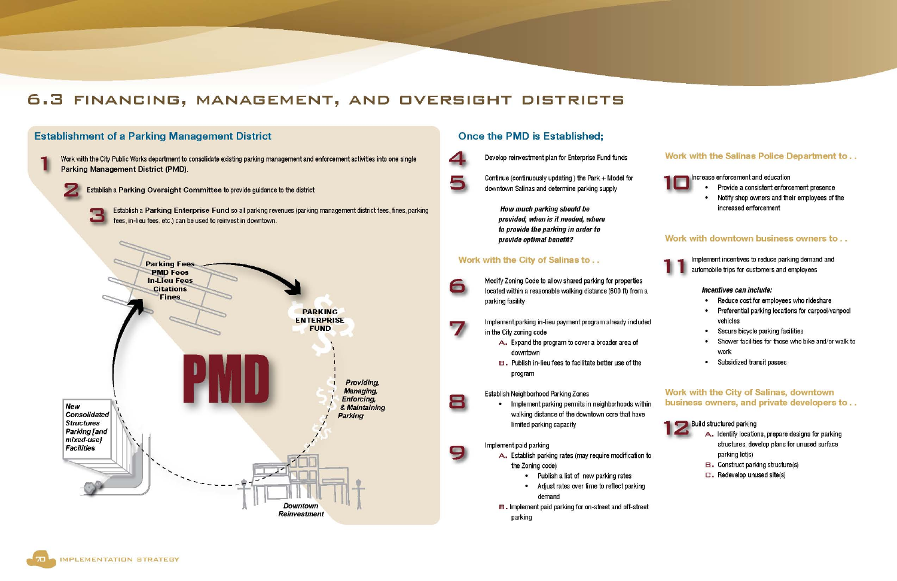# 6.3 FINANCING, MANAGEMENT, AND OVERSIGHT DISTRICTS

## Establishment of a Parking Management District

**1** Work with the City Public Works department to consolidate existing parking management and enforcement activities into one single **Parking Management District (PMD)**.

**2** Establish a **Parking Oversight Committee** to provide guidance to the district

**3** Establish a **Parking Enterprise Fund** so all parking revenues (parking management district fees, fines, parking fees, in-lieu fees, etc.) can be used to reinvest in downtown.

Parking Fees
PMD Fees
In-Lieu Fees
Citations
Fines

PARKING ENTERPRISE FUND

PMD

*Providing, Managing, Enforcing, & Maintaining Parking*

*New Consolidated Structures Parking [and mixed-use] Facilities*

*Downtown Reinvestment*

## Once the PMD is Established;

**4** Develop reinvestment plan for Enterprise Fund funds

**5** Continue (continuously updating) the Park + Model for downtown Salinas and determine parking supply

***How much parking should be provided, when is it needed, where to provide the parking in order to provide optimal benefit?***

### Work with the City of Salinas to . .

**6** Modify Zoning Code to allow shared parking for properties located within a reasonable walking distance (600 ft) from a parking facility

**7** Implement parking in-lieu payment program already included in the City zoning code

- A. Expand the program to cover a broader area of downtown
- B. Publish in-lieu fees to facilitate better use of the program

**8** Establish Neighborhood Parking Zones

- Implement parking permits in neighborhoods within walking distance of the downtown core that have limited parking capacity

**9** Implement paid parking

- A. Establish parking rates (may require modification to the Zoning code)
  - Publish a list of new parking rates
  - Adjust rates over time to reflect parking demand
- B. Implement paid parking for on-street and off-street parking

### Work with the Salinas Police Department to . .

**10** Increase enforcement and education

- Provide a consistent enforcement presence
- Notify shop owners and their employees of the increased enforcement

### Work with downtown business owners to . .

**11** Implement incentives to reduce parking demand and automobile trips for customers and employees

***Incentives can include:***

- Reduce cost for employees who rideshare
- Preferential parking locations for carpool/vanpool vehicles
- Secure bicycle parking facilities
- Shower facilities for those who bike and/or walk to work
- Subsidized transit passes

### Work with the City of Salinas, downtown business owners, and private developers to . .

**12** Build structured parking

- A. Identify locations, prepare designs for parking structures, develop plans for unused surface parking lot(s)
- B. Construct parking structure(s)
- C. Redevelop unused site(s)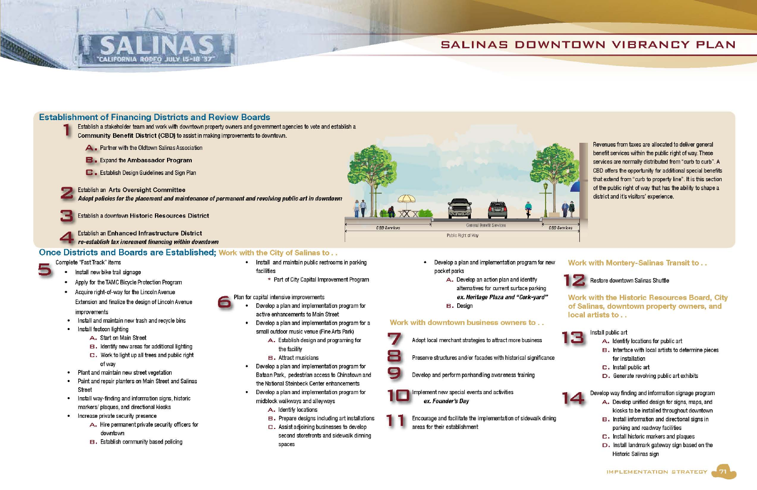## Establishment of Financing Districts and Review Boards

**1** Establish a stakeholder team and work with downtown property owners and government agencies to vote and establish a Community Benefit District (CBD) to assist in making improvements to downtown.

- **A.** Partner with the Oldtown Salinas Association
- **B.** Expand the Ambassador Program
- **C.** Establish Design Guidelines and Sign Plan

**2** Establish an Arts Oversight Committee
*Adopt policies for the placement and maintenance of permanent and revolving public art in downtown*

**3** Establish a downtown Historic Resources District

**4** Establish an Enhanced Infrastructure District
*re-establish tax increment financing within downtown*

CBD Services | General Benefit Services | CBD Services
Public Right of Way

Revenues from taxes are allocated to deliver general benefit services within the public right of way. These services are normally distributed from "curb to curb". A CBD offers the opportunity for additional special benefits that extend from "curb to property line". It is this section of the public right of way that has the ability to shape a district and it's visitors' experience.

## Once Districts and Boards are Established; Work with the City of Salinas to . .

**5** Complete "Fast Track" items

- Install new bike trail signage
- Apply for the TAMC Bicycle Protection Program
- Acquire right-of-way for the Lincoln Avenue Extension and finalize the design of Lincoln Avenue improvements
- Install and maintain new trash and recycle bins
- Install festoon lighting
  - **A.** Start on Main Street
  - **B.** Identify new areas for additional lighting
  - **C.** Work to light up all trees and public right of way
- Plant and maintain new street vegetation
- Paint and repair planters on Main Street and Salinas Street
- Install way-finding and information signs, historic markers/ plaques, and directional kiosks
- Increase private security presence
  - **A.** Hire permanent private security officers for downtown
  - **B.** Establish community based policing
- Install and maintain public restrooms in parking facilities
  - * Part of City Capital Improvement Program

**6** Plan for capital intensive improvements

- Develop a plan and implementation program for active enhancements to Main Street
- Develop a plan and implementation program for a small outdoor music venue (Fine Arts Park)
  - **A.** Establish design and programing for the facility
  - **B.** Attract musicians
- Develop a plan and implementation program for Bataan Park, pedestrian access to Chinatown and the National Steinbeck Center enhancements
- Develop a plan and implementation program for midblock walkways and alleyways
  - **A.** Identify locations
  - **B.** Prepare designs including art installations
  - **C.** Assist adjoining businesses to develop second storefronts and sidewalk dinning spaces
- Develop a plan and implementation program for new pocket parks
  - **A.** Develop an action plan and identify alternatives for current surface parking
    *ex. Heritage Plaza and "Cork-yard"*
  - **B.** Design

## Work with downtown business owners to . .

**7** Adopt local merchant strategies to attract more business

**8** Preserve structures and/or facades with historical significance

**9** Develop and perform panhandling awareness training

**10** Implement new special events and activities
*ex. Founder's Day*

**11** Encourage and facilitate the implementation of sidewalk dining areas for their establishment

## Work with Montery-Salinas Transit to . .

**12** Restore downtown Salinas Shuttle

## Work with the Historic Resources Board, City of Salinas, downtown property owners, and local artists to . .

**13** Install public art

- **A.** Identify locations for public art
- **B.** Interface with local artists to determine pieces for installation
- **C.** Install public art
- **D.** Generate revolving public art exhibits

**14** Develop way finding and information signage program

- **A.** Develop unified design for signs, maps, and kiosks to be installed throughout downtown
- **B.** Install information and directional signs in parking and roadway facilities
- **C.** Install historic markers and plaques
- **D.** Install landmark gateway sign based on the Historic Salinas sign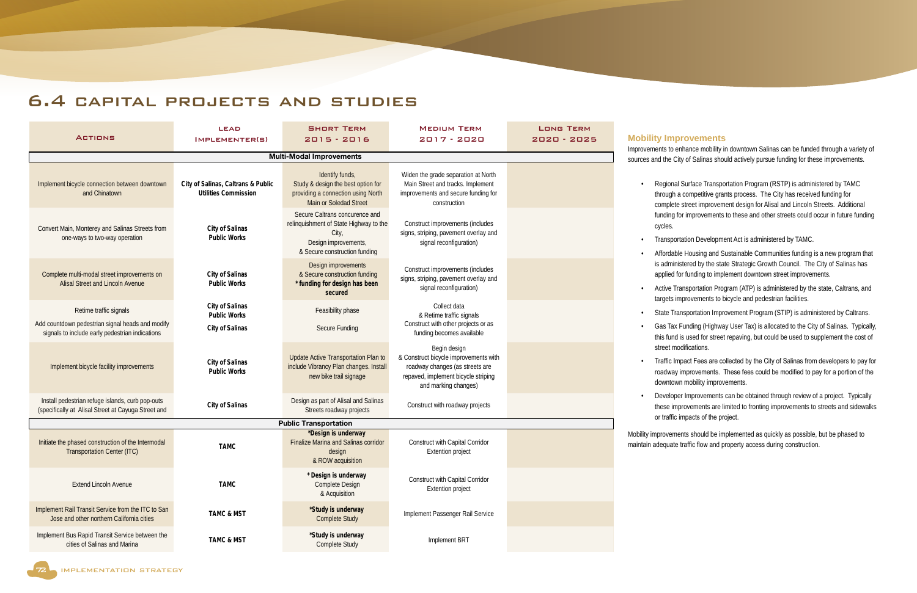# 6.4 Capital Projects and Studies

| Actions | Lead Implementer(s) | Short Term 2015 - 2016 | Medium Term 2017 - 2020 | Long Term 2020 - 2025 |
|---|---|---|---|---|
| **Multi-Modal Improvements** | | | | |
| Implement bicycle connection between downtown and Chinatown | **City of Salinas, Caltrans & Public Utilities Commission** | Identify funds, Study & design the best option for providing a connection using North Main or Soledad Street | Widen the grade separation at North Main Street and tracks. Implement improvements and secure funding for construction | |
| Convert Main, Monterey and Salinas Streets from one-ways to two-way operation | **City of Salinas Public Works** | Secure Caltrans concurence and relinquishment of State Highway to the City, Design improvements, & Secure construction funding | Construct improvements (includes signs, striping, pavement overlay and signal reconfiguration) | |
| Complete multi-modal street improvements on Alisal Street and Lincoln Avenue | **City of Salinas Public Works** | Design improvements & Secure construction funding **\*funding for design has been secured** | Construct improvements (includes signs, striping, pavement overlay and signal reconfiguration) | |
| Retime traffic signals | **City of Salinas Public Works** | Feasibility phase | Collect data & Retime traffic signals | |
| Add countdown pedestrian signal heads and modify signals to include early pedestrian indications | **City of Salinas** | Secure Funding | Construct with other projects or as funding becomes available | |
| Implement bicycle facility improvements | **City of Salinas Public Works** | Update Active Transportation Plan to include Vibrancy Plan changes. Install new bike trail signage | Begin design & Construct bicycle improvements with roadway changes (as streets are repaved, implement bicycle striping and marking changes) | |
| Install pedestrian refuge islands, curb pop-outs (specifically at Alisal Street at Cayuga Street and | **City of Salinas** | Design as part of Alisal and Salinas Streets roadway projects | Construct with roadway projects | |
| **Public Transportation** | | | | |
| Initiate the phased construction of the Intermodal Transportation Center (ITC) | **TAMC** | **\*Design is underway** Finalize Marina and Salinas corridor design & ROW acquisition | Construct with Capital Corridor Extention project | |
| Extend Lincoln Avenue | **TAMC** | **\*Design is underway** Complete Design & Acquisition | Construct with Capital Corridor Extention project | |
| Implement Rail Transit Service from the ITC to San Jose and other northern California cities | **TAMC & MST** | **\*Study is underway** Complete Study | Implement Passenger Rail Service | |
| Implement Bus Rapid Transit Service between the cities of Salinas and Marina | **TAMC & MST** | **\*Study is underway** Complete Study | Implement BRT | |

### Mobility Improvements

Improvements to enhance mobility in downtown Salinas can be funded through a variety of sources and the City of Salinas should actively pursue funding for these improvements.

- Regional Surface Transportation Program (RSTP) is administered by TAMC through a competitive grants process. The City has received funding for complete street improvement design for Alisal and Lincoln Streets. Additional funding for improvements to these and other streets could occur in future funding cycles.
- Transportation Development Act is administered by TAMC.
- Affordable Housing and Sustainable Communities funding is a new program that is administered by the state Strategic Growth Council. The City of Salinas has applied for funding to implement downtown street improvements.
- Active Transportation Program (ATP) is administered by the state, Caltrans, and targets improvements to bicycle and pedestrian facilities.
- State Transportation Improvement Program (STIP) is administered by Caltrans.
- Gas Tax Funding (Highway User Tax) is allocated to the City of Salinas. Typically, this fund is used for street repaving, but could be used to supplement the cost of street modifications.
- Traffic Impact Fees are collected by the City of Salinas from developers to pay for roadway improvements. These fees could be modified to pay for a portion of the downtown mobility improvements.
- Developer Improvements can be obtained through review of a project. Typically these improvements are limited to fronting improvements to streets and sidewalks or traffic impacts of the project.

Mobility improvements should be implemented as quickly as possible, but be phased to maintain adequate traffic flow and property access during construction.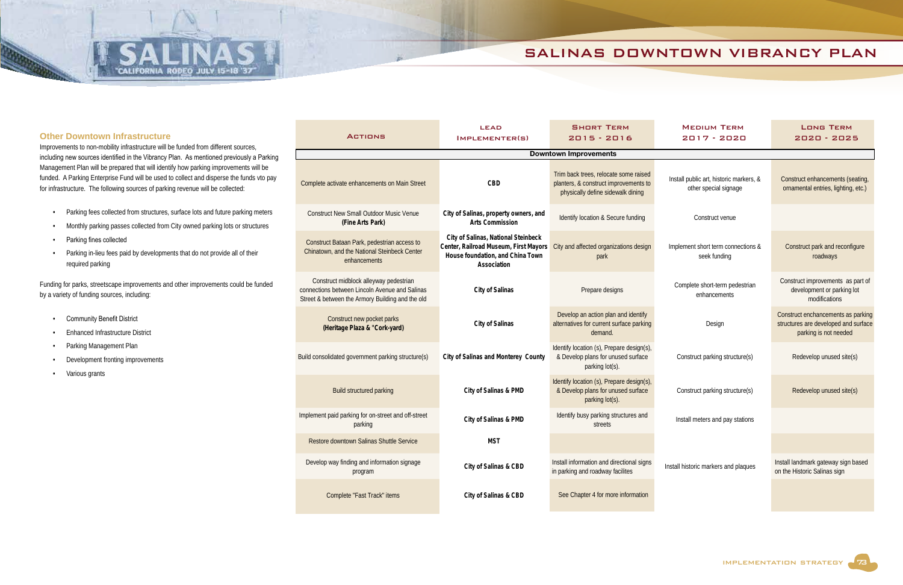# SALINAS DOWNTOWN VIBRANCY PLAN

## Other Downtown Infrastructure

Improvements to non-mobility infrastructure will be funded from different sources, including new sources identified in the Vibrancy Plan. As mentioned previously a Parking Management Plan will be prepared that will identify how parking improvements will be funded. A Parking Enterprise Fund will be used to collect and disperse the funds vto pay for infrastructure. The following sources of parking revenue will be collected:

- Parking fees collected from structures, surface lots and future parking meters
- Monthly parking passes collected from City owned parking lots or structures
- Parking fines collected
- Parking in-lieu fees paid by developments that do not provide all of their required parking

Funding for parks, streetscape improvements and other improvements could be funded by a variety of funding sources, including:

- Community Benefit District
- Enhanced Infrastructure District
- Parking Management Plan
- Development fronting improvements
- Various grants

| Actions | Lead Implementer(s) | Short Term 2015 - 2016 | Medium Term 2017 - 2020 | Long Term 2020 - 2025 |
|---|---|---|---|---|
| **Downtown Improvements** | | | | |
| Complete activate enhancements on Main Street | **CBD** | Trim back trees, relocate some raised planters, & construct improvements to physically define sidewalk dining | Install public art, historic markers, & other special signage | Construct enhancements (seating, ornamental entries, lighting, etc.) |
| Construct New Small Outdoor Music Venue **(Fine Arts Park)** | **City of Salinas, property owners, and Arts Commission** | Identify location & Secure funding | Construct venue | |
| Construct Bataan Park, pedestrian access to Chinatown, and the National Steinbeck Center enhancements | **City of Salinas, National Steinbeck Center, Railroad Museum, First Mayors House foundation, and China Town Association** | City and affected organizations design park | Implement short term connections & seek funding | Construct park and reconfigure roadways |
| Construct midblock alleyway pedestrian connections between Lincoln Avenue and Salinas Street & between the Armory Building and the old | **City of Salinas** | Prepare designs | Complete short-term pedestrian enhancements | Construct improvements as part of development or parking lot modifications |
| Construct new pocket parks **(Heritage Plaza & "Cork-yard)** | **City of Salinas** | Develop an action plan and identify alternatives for current surface parking demand. | Design | Construct enchancements as parking structures are developed and surface parking is not needed |
| Build consolidated government parking structure(s) | **City of Salinas and Monterey County** | Identify location (s), Prepare design(s), & Develop plans for unused surface parking lot(s). | Construct parking structure(s) | Redevelop unused site(s) |
| Build structured parking | **City of Salinas & PMD** | Identify location (s), Prepare design(s), & Develop plans for unused surface parking lot(s). | Construct parking structure(s) | Redevelop unused site(s) |
| Implement paid parking for on-street and off-street parking | **City of Salinas & PMD** | Identify busy parking structures and streets | Install meters and pay stations | |
| Restore downtown Salinas Shuttle Service | **MST** | | | |
| Develop way finding and information signage program | **City of Salinas & CBD** | Install information and directional signs in parking and roadway facilites | Install historic markers and plaques | Install landmark gateway sign based on the Historic Salinas sign |
| Complete "Fast Track" items | **City of Salinas & CBD** | See Chapter 4 for more information | | |